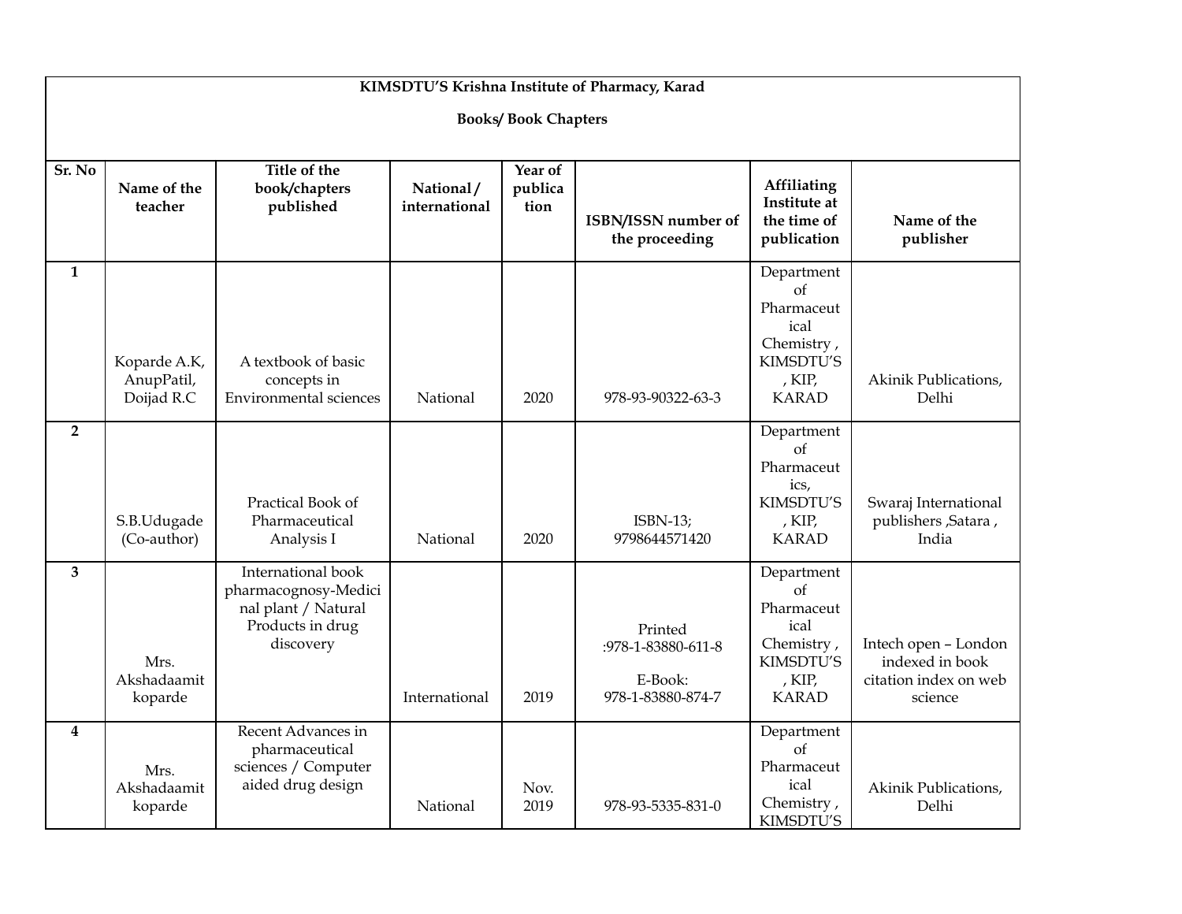**KIMSDTU'S Krishna Institute of Pharmacy, Karad**

**Books/ Book Chapters**

| Sr. No | Name of the teacher | Title of the book/chapters published | National / international | Year of publication | ISBN/ISSN number of the proceeding | Affiliating Institute at the time of publication | Name of the publisher |
|---|---|---|---|---|---|---|---|
| **1** | Koparde A.K, AnupPatil, Doijad R.C | A textbook of basic concepts in Environmental sciences | National | 2020 | 978-93-90322-63-3 | Department of Pharmaceutical Chemistry , KIMSDTU'S , KIP, KARAD | Akinik Publications, Delhi |
| **2** | S.B.Udugade (Co-author) | Practical Book of Pharmaceutical Analysis I | National | 2020 | ISBN-13; 9798644571420 | Department of Pharmaceutics, KIMSDTU'S , KIP, KARAD | Swaraj International publishers ,Satara , India |
| **3** | Mrs. Akshadaamit koparde | International book pharmacognosy-Medicinal plant / Natural Products in drug discovery | International | 2019 | Printed :978-1-83880-611-8<br>E-Book: 978-1-83880-874-7 | Department of Pharmaceutical Chemistry , KIMSDTU'S , KIP, KARAD | Intech open – London indexed in book citation index on web science |
| **4** | Mrs. Akshadaamit koparde | Recent Advances in pharmaceutical sciences / Computer aided drug design | National | Nov. 2019 | 978-93-5335-831-0 | Department of Pharmaceutical Chemistry , KIMSDTU'S | Akinik Publications, Delhi |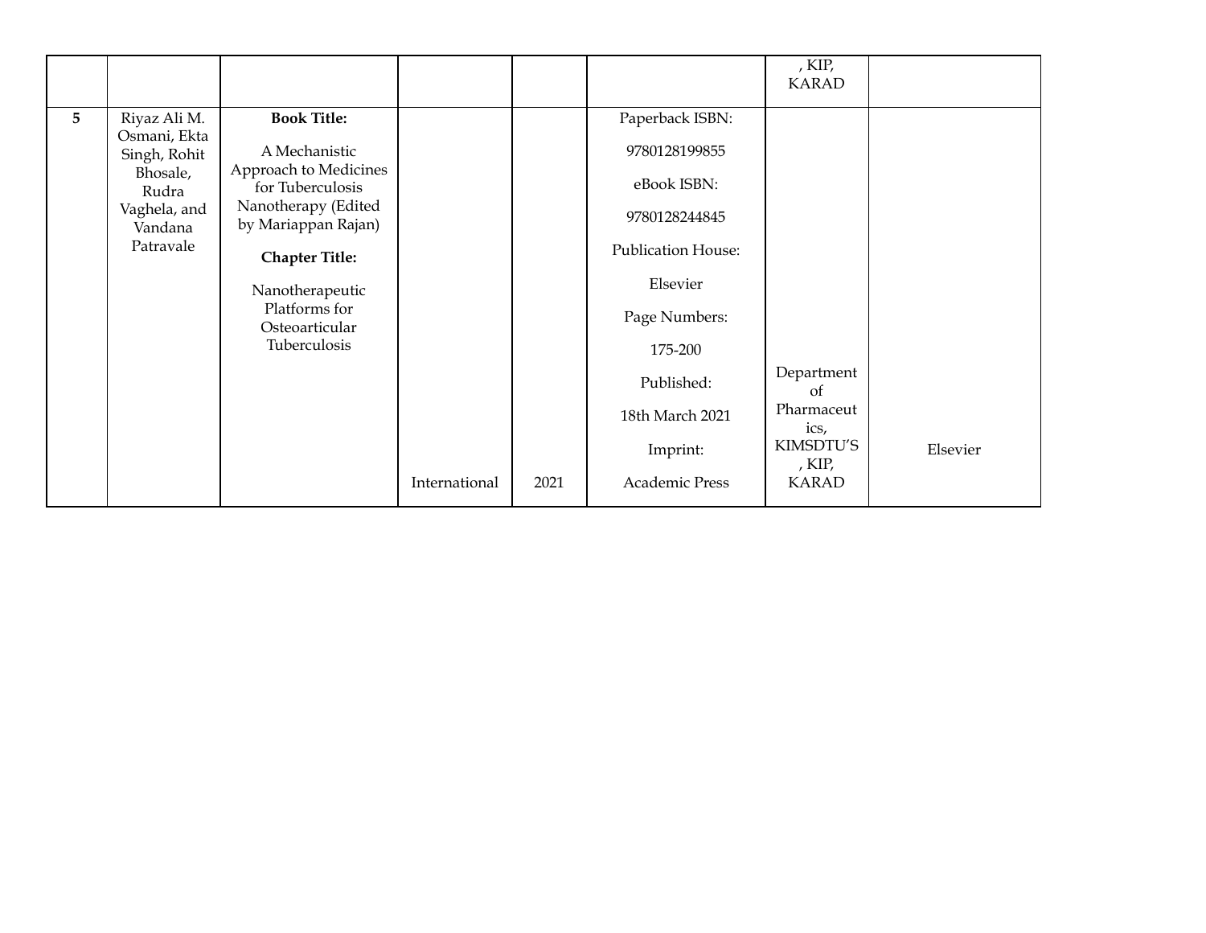| | | | | | | | |
|---|---|---|---|---|---|---|---|
| | | | | | | , KIP, KARAD | |
| 5 | Riyaz Ali M. Osmani, Ekta Singh, Rohit Bhosale, Rudra Vaghela, and Vandana Patravale | **Book Title:** A Mechanistic Approach to Medicines for Tuberculosis Nanotherapy (Edited by Mariappan Rajan) **Chapter Title:** Nanotherapeutic Platforms for Osteoarticular Tuberculosis | International | 2021 | Paperback ISBN: 9780128199855 eBook ISBN: 9780128244845 Publication House: Elsevier Page Numbers: 175-200 Published: 18th March 2021 Imprint: Academic Press | Department of Pharmaceutics, KIMSDTU'S, KIP, KARAD | Elsevier |